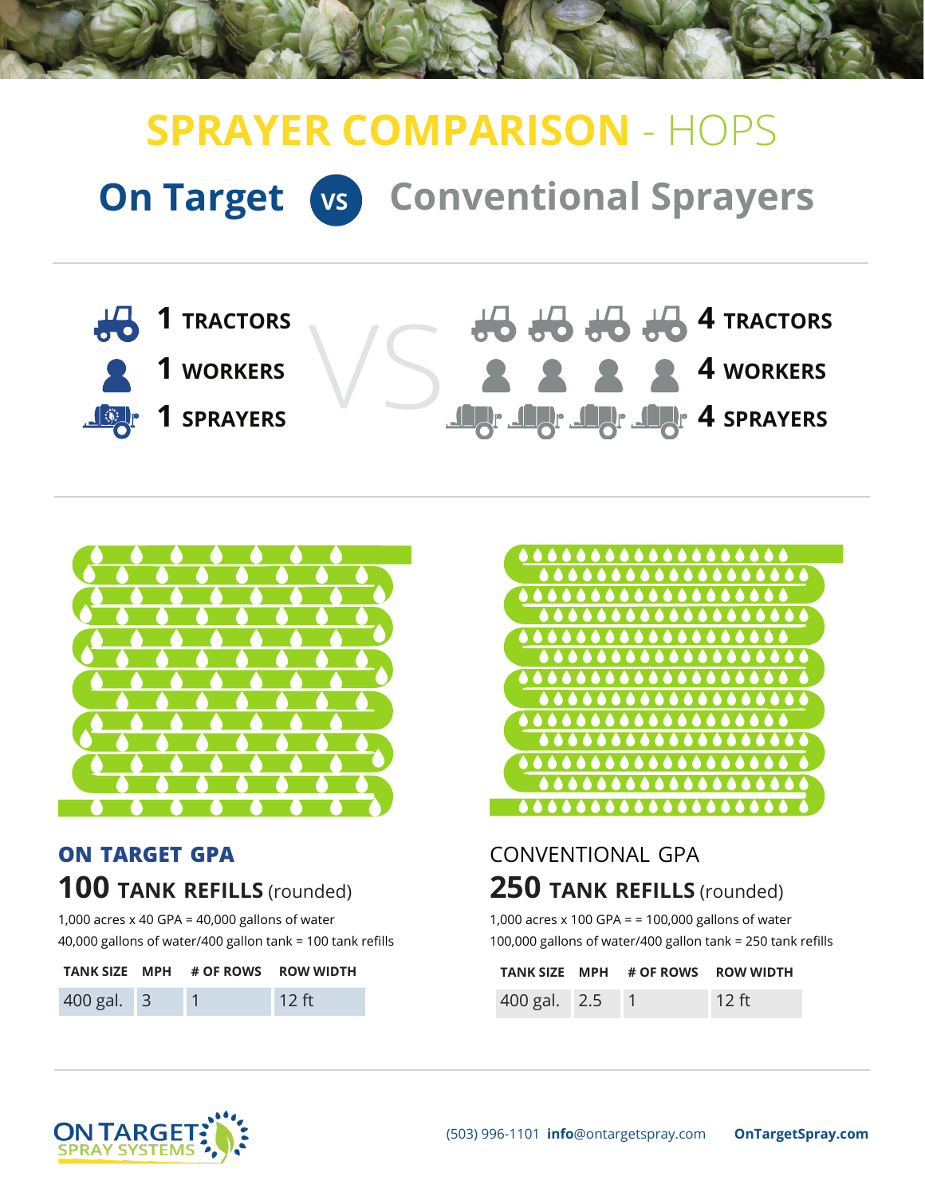# SPRAYER COMPARISON - HOPS

## On Target vs Conventional Sprayers

| On Target | | Conventional |
|---|---|---|
| **1 TRACTORS** | VS | **4 TRACTORS** |
| **1 WORKERS** | | **4 WORKERS** |
| **1 SPRAYERS** | | **4 SPRAYERS** |

### ON TARGET GPA

**100 TANK REFILLS** (rounded)

1,000 acres x 40 GPA = 40,000 gallons of water

40,000 gallons of water/400 gallon tank = 100 tank refills

| TANK SIZE | MPH | # OF ROWS | ROW WIDTH |
|---|---|---|---|
| 400 gal. | 3 | 1 | 12 ft |

### CONVENTIONAL GPA

**250 TANK REFILLS** (rounded)

1,000 acres x 100 GPA = = 100,000 gallons of water

100,000 gallons of water/400 gallon tank = 250 tank refills

| TANK SIZE | MPH | # OF ROWS | ROW WIDTH |
|---|---|---|---|
| 400 gal. | 2.5 | 1 | 12 ft |

ON TARGET SPRAY SYSTEMS

(503) 996-1101 **info**@ontargetspray.com **OnTargetSpray.com**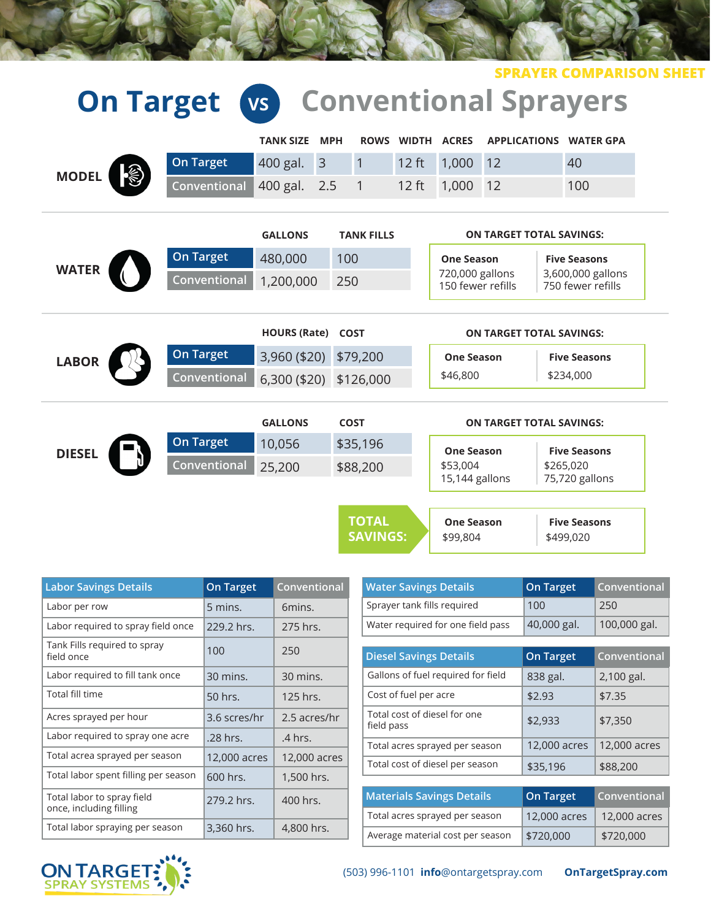SPRAYER COMPARISON SHEET

# On Target VS Conventional Sprayers

## MODEL

| | TANK SIZE | MPH | ROWS | WIDTH | ACRES | APPLICATIONS | WATER GPA |
|---|---|---|---|---|---|---|---|
| On Target | 400 gal. | 3 | 1 | 12 ft | 1,000 | 12 | 40 |
| Conventional | 400 gal. | 2.5 | 1 | 12 ft | 1,000 | 12 | 100 |

## WATER

| | GALLONS | TANK FILLS |
|---|---|---|
| On Target | 480,000 | 100 |
| Conventional | 1,200,000 | 250 |

ON TARGET TOTAL SAVINGS:

| One Season | Five Seasons |
|---|---|
| 720,000 gallons<br>150 fewer refills | 3,600,000 gallons<br>750 fewer refills |

## LABOR

| | HOURS (Rate) | COST |
|---|---|---|
| On Target | 3,960 ($20) | $79,200 |
| Conventional | 6,300 ($20) | $126,000 |

ON TARGET TOTAL SAVINGS:

| One Season | Five Seasons |
|---|---|
| $46,800 | $234,000 |

## DIESEL

| | GALLONS | COST |
|---|---|---|
| On Target | 10,056 | $35,196 |
| Conventional | 25,200 | $88,200 |

ON TARGET TOTAL SAVINGS:

| One Season | Five Seasons |
|---|---|
| $53,004<br>15,144 gallons | $265,020<br>75,720 gallons |

## TOTAL SAVINGS:

| One Season | Five Seasons |
|---|---|
| $99,804 | $499,020 |

| Labor Savings Details | On Target | Conventional |
|---|---|---|
| Labor per row | 5 mins. | 6mins. |
| Labor required to spray field once | 229.2 hrs. | 275 hrs. |
| Tank Fills required to spray field once | 100 | 250 |
| Labor required to fill tank once | 30 mins. | 30 mins. |
| Total fill time | 50 hrs. | 125 hrs. |
| Acres sprayed per hour | 3.6 scres/hr | 2.5 acres/hr |
| Labor required to spray one acre | .28 hrs. | .4 hrs. |
| Total acrea sprayed per season | 12,000 acres | 12,000 acres |
| Total labor spent filling per season | 600 hrs. | 1,500 hrs. |
| Total labor to spray field once, including filling | 279.2 hrs. | 400 hrs. |
| Total labor spraying per season | 3,360 hrs. | 4,800 hrs. |

| Water Savings Details | On Target | Conventional |
|---|---|---|
| Sprayer tank fills required | 100 | 250 |
| Water required for one field pass | 40,000 gal. | 100,000 gal. |

| Diesel Savings Details | On Target | Conventional |
|---|---|---|
| Gallons of fuel required for field | 838 gal. | 2,100 gal. |
| Cost of fuel per acre | $2.93 | $7.35 |
| Total cost of diesel for one field pass | $2,933 | $7,350 |
| Total acres sprayed per season | 12,000 acres | 12,000 acres |
| Total cost of diesel per season | $35,196 | $88,200 |

| Materials Savings Details | On Target | Conventional |
|---|---|---|
| Total acres sprayed per season | 12,000 acres | 12,000 acres |
| Average material cost per season | $720,000 | $720,000 |

ON TARGET SPRAY SYSTEMS

(503) 996-1101 **info**@ontargetspray.com **OnTargetSpray.com**